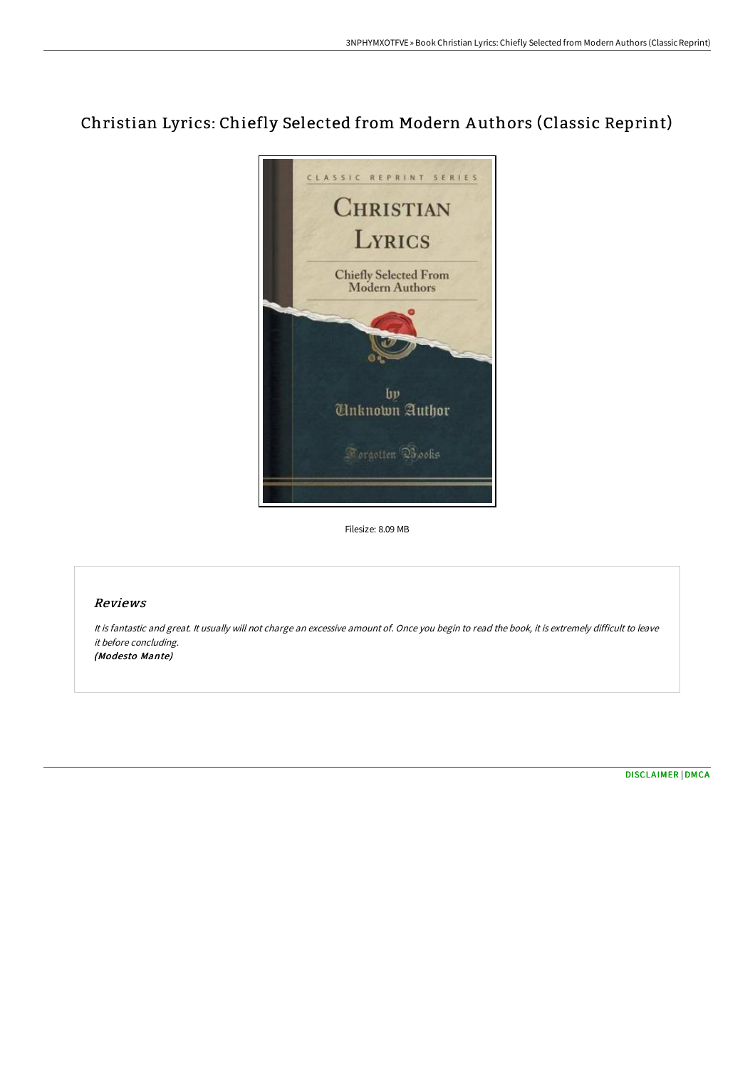# Christian Lyrics: Chiefly Selected from Modern Authors (Classic Reprint)

Filesize: 8.09 MB

## Reviews

*It is fantastic and great. It usually will not charge an excessive amount of. Once you begin to read the book, it is extremely difficult to leave it before concluding.*
***(Modesto Mante)***

DISCLAIMER | DMCA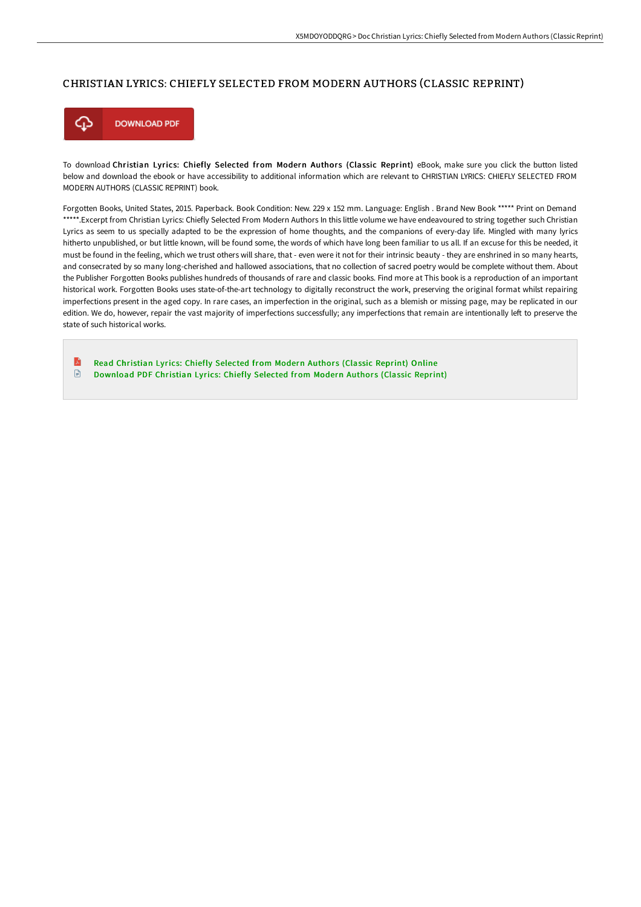# CHRISTIAN LYRICS: CHIEFLY SELECTED FROM MODERN AUTHORS (CLASSIC REPRINT)

DOWNLOAD PDF

To download **Christian Lyrics: Chiefly Selected from Modern Authors (Classic Reprint)** eBook, make sure you click the button listed below and download the ebook or have accessibility to additional information which are relevant to CHRISTIAN LYRICS: CHIEFLY SELECTED FROM MODERN AUTHORS (CLASSIC REPRINT) book.

Forgotten Books, United States, 2015. Paperback. Book Condition: New. 229 x 152 mm. Language: English . Brand New Book ***** Print on Demand *****.Excerpt from Christian Lyrics: Chiefly Selected From Modern Authors In this little volume we have endeavoured to string together such Christian Lyrics as seem to us specially adapted to be the expression of home thoughts, and the companions of every-day life. Mingled with many lyrics hitherto unpublished, or but little known, will be found some, the words of which have long been familiar to us all. If an excuse for this be needed, it must be found in the feeling, which we trust others will share, that - even were it not for their intrinsic beauty - they are enshrined in so many hearts, and consecrated by so many long-cherished and hallowed associations, that no collection of sacred poetry would be complete without them. About the Publisher Forgotten Books publishes hundreds of thousands of rare and classic books. Find more at This book is a reproduction of an important historical work. Forgotten Books uses state-of-the-art technology to digitally reconstruct the work, preserving the original format whilst repairing imperfections present in the aged copy. In rare cases, an imperfection in the original, such as a blemish or missing page, may be replicated in our edition. We do, however, repair the vast majority of imperfections successfully; any imperfections that remain are intentionally left to preserve the state of such historical works.

- Read Christian Lyrics: Chiefly Selected from Modern Authors (Classic Reprint) Online
- Download PDF Christian Lyrics: Chiefly Selected from Modern Authors (Classic Reprint)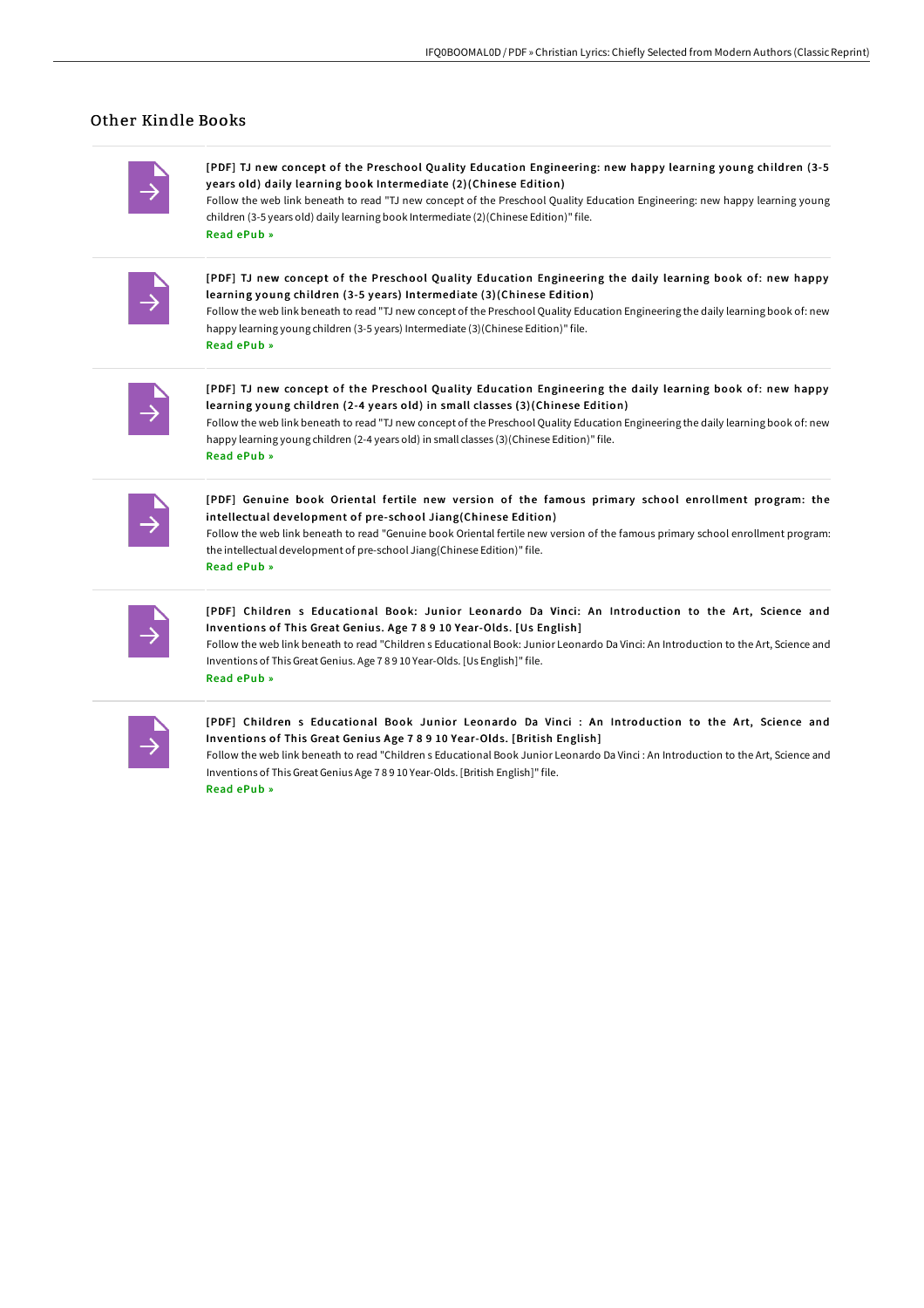## Other Kindle Books

**[PDF] TJ new concept of the Preschool Quality Education Engineering: new happy learning young children (3-5 years old) daily learning book Intermediate (2)(Chinese Edition)**

Follow the web link beneath to read "TJ new concept of the Preschool Quality Education Engineering: new happy learning young children (3-5 years old) daily learning book Intermediate (2)(Chinese Edition)" file.

Read ePub »

**[PDF] TJ new concept of the Preschool Quality Education Engineering the daily learning book of: new happy learning young children (3-5 years) Intermediate (3)(Chinese Edition)**

Follow the web link beneath to read "TJ new concept of the Preschool Quality Education Engineering the daily learning book of: new happy learning young children (3-5 years) Intermediate (3)(Chinese Edition)" file.

Read ePub »

**[PDF] TJ new concept of the Preschool Quality Education Engineering the daily learning book of: new happy learning young children (2-4 years old) in small classes (3)(Chinese Edition)**

Follow the web link beneath to read "TJ new concept of the Preschool Quality Education Engineering the daily learning book of: new happy learning young children (2-4 years old) in small classes (3)(Chinese Edition)" file.

Read ePub »

**[PDF] Genuine book Oriental fertile new version of the famous primary school enrollment program: the intellectual development of pre-school Jiang(Chinese Edition)**

Follow the web link beneath to read "Genuine book Oriental fertile new version of the famous primary school enrollment program: the intellectual development of pre-school Jiang(Chinese Edition)" file.

Read ePub »

**[PDF] Children s Educational Book: Junior Leonardo Da Vinci: An Introduction to the Art, Science and Inventions of This Great Genius. Age 7 8 9 10 Year-Olds. [Us English]**

Follow the web link beneath to read "Children s Educational Book: Junior Leonardo Da Vinci: An Introduction to the Art, Science and Inventions of This Great Genius. Age 7 8 9 10 Year-Olds. [Us English]" file.

Read ePub »

**[PDF] Children s Educational Book Junior Leonardo Da Vinci : An Introduction to the Art, Science and Inventions of This Great Genius Age 7 8 9 10 Year-Olds. [British English]**

Follow the web link beneath to read "Children s Educational Book Junior Leonardo Da Vinci : An Introduction to the Art, Science and Inventions of This Great Genius Age 7 8 9 10 Year-Olds. [British English]" file.

Read ePub »